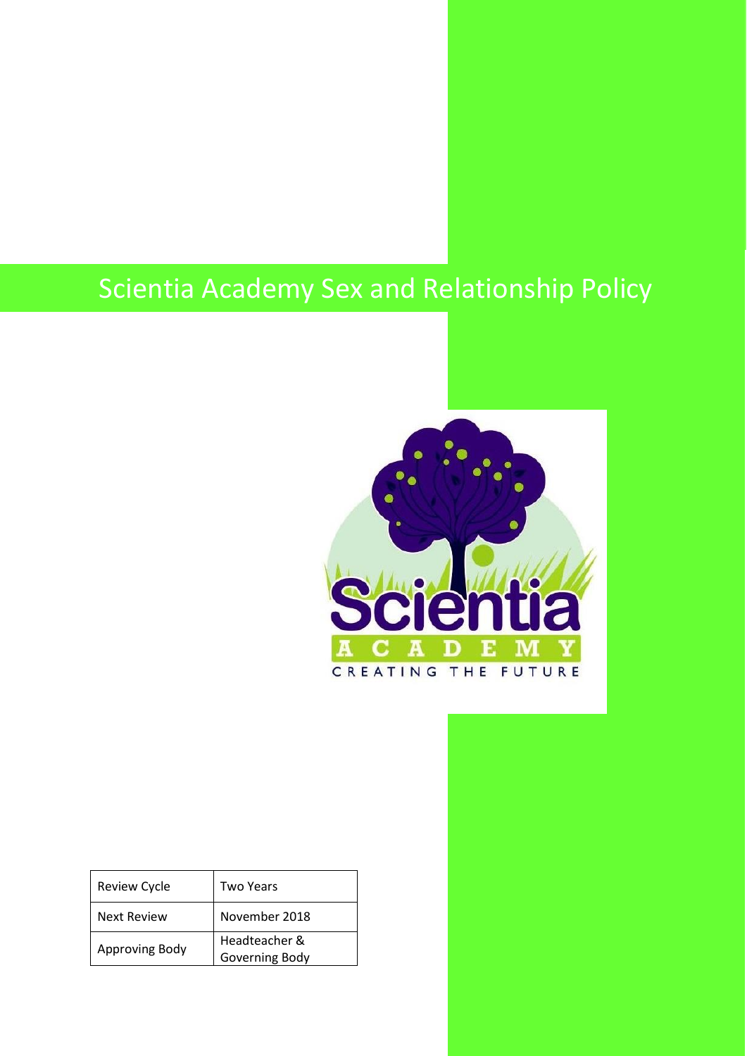# Scientia Academy Sex and Relationship Policy

| Review Cycle | Two Years |
| --- | --- |
| Next Review | November 2018 |
| Approving Body | Headteacher & Governing Body |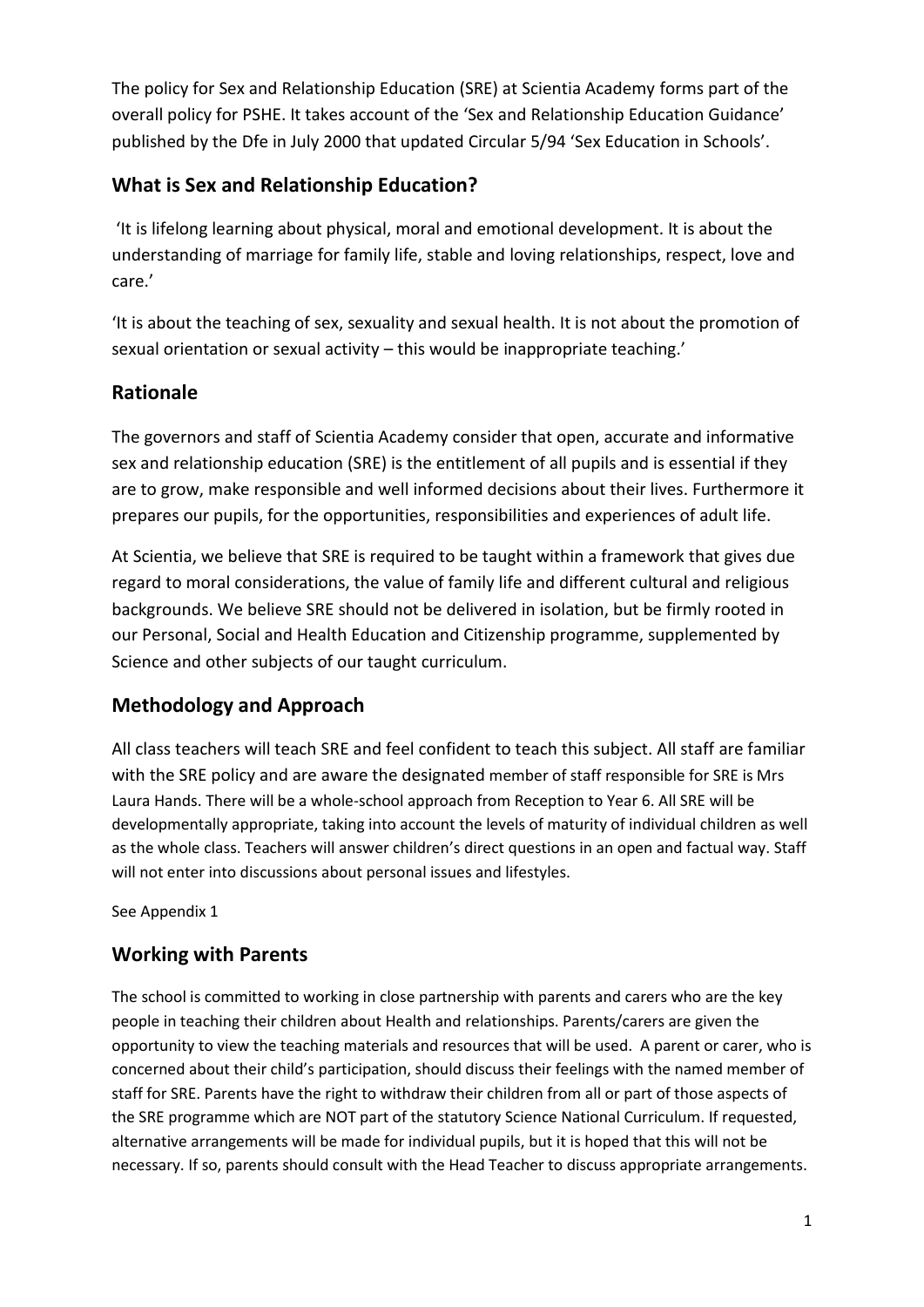The policy for Sex and Relationship Education (SRE) at Scientia Academy forms part of the overall policy for PSHE. It takes account of the 'Sex and Relationship Education Guidance' published by the Dfe in July 2000 that updated Circular 5/94 'Sex Education in Schools'.

## What is Sex and Relationship Education?

'It is lifelong learning about physical, moral and emotional development. It is about the understanding of marriage for family life, stable and loving relationships, respect, love and care.'

'It is about the teaching of sex, sexuality and sexual health. It is not about the promotion of sexual orientation or sexual activity – this would be inappropriate teaching.'

## Rationale

The governors and staff of Scientia Academy consider that open, accurate and informative sex and relationship education (SRE) is the entitlement of all pupils and is essential if they are to grow, make responsible and well informed decisions about their lives. Furthermore it prepares our pupils, for the opportunities, responsibilities and experiences of adult life.

At Scientia, we believe that SRE is required to be taught within a framework that gives due regard to moral considerations, the value of family life and different cultural and religious backgrounds. We believe SRE should not be delivered in isolation, but be firmly rooted in our Personal, Social and Health Education and Citizenship programme, supplemented by Science and other subjects of our taught curriculum.

## Methodology and Approach

All class teachers will teach SRE and feel confident to teach this subject. All staff are familiar with the SRE policy and are aware the designated member of staff responsible for SRE is Mrs Laura Hands. There will be a whole-school approach from Reception to Year 6. All SRE will be developmentally appropriate, taking into account the levels of maturity of individual children as well as the whole class. Teachers will answer children's direct questions in an open and factual way. Staff will not enter into discussions about personal issues and lifestyles.

See Appendix 1

## Working with Parents

The school is committed to working in close partnership with parents and carers who are the key people in teaching their children about Health and relationships. Parents/carers are given the opportunity to view the teaching materials and resources that will be used. A parent or carer, who is concerned about their child's participation, should discuss their feelings with the named member of staff for SRE. Parents have the right to withdraw their children from all or part of those aspects of the SRE programme which are NOT part of the statutory Science National Curriculum. If requested, alternative arrangements will be made for individual pupils, but it is hoped that this will not be necessary. If so, parents should consult with the Head Teacher to discuss appropriate arrangements.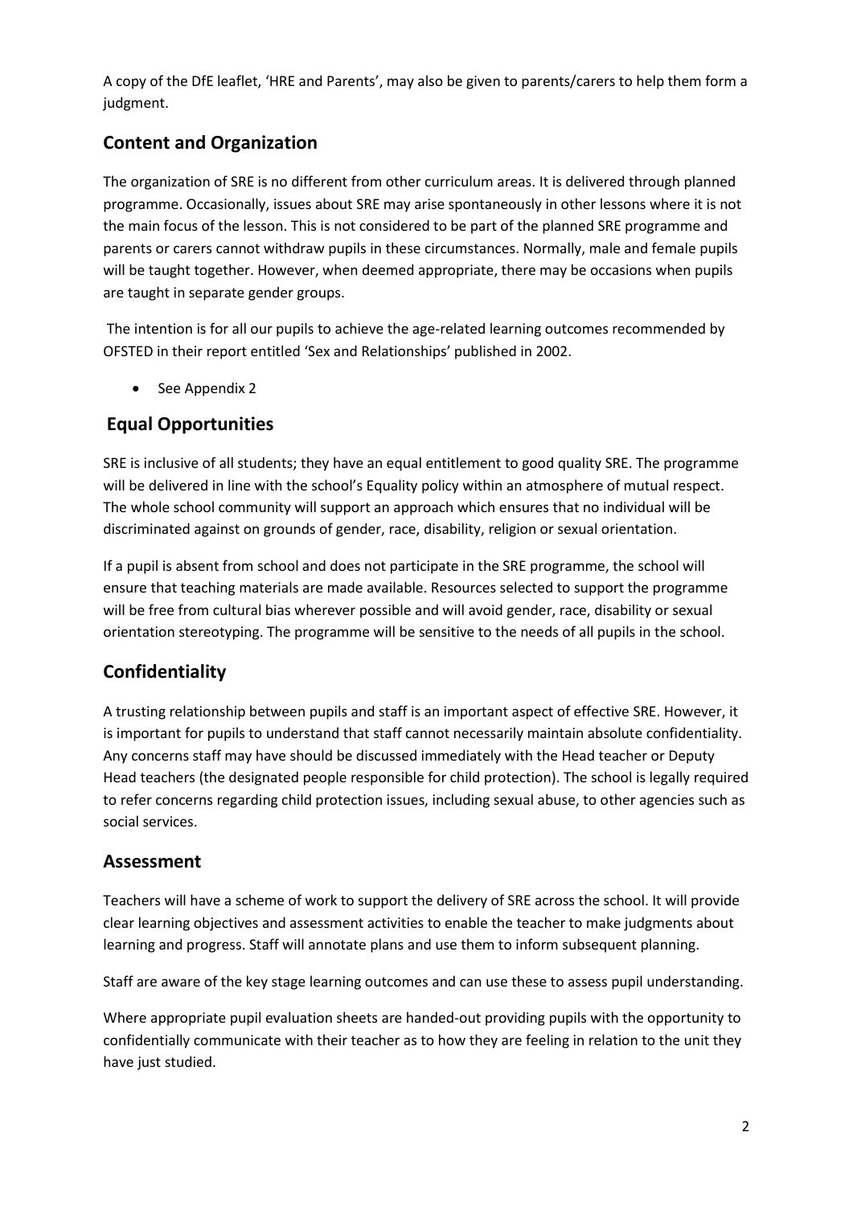A copy of the DfE leaflet, 'HRE and Parents', may also be given to parents/carers to help them form a judgment.

## Content and Organization

The organization of SRE is no different from other curriculum areas. It is delivered through planned programme. Occasionally, issues about SRE may arise spontaneously in other lessons where it is not the main focus of the lesson. This is not considered to be part of the planned SRE programme and parents or carers cannot withdraw pupils in these circumstances. Normally, male and female pupils will be taught together. However, when deemed appropriate, there may be occasions when pupils are taught in separate gender groups.

The intention is for all our pupils to achieve the age-related learning outcomes recommended by OFSTED in their report entitled 'Sex and Relationships' published in 2002.

- See Appendix 2

## Equal Opportunities

SRE is inclusive of all students; they have an equal entitlement to good quality SRE. The programme will be delivered in line with the school's Equality policy within an atmosphere of mutual respect. The whole school community will support an approach which ensures that no individual will be discriminated against on grounds of gender, race, disability, religion or sexual orientation.

If a pupil is absent from school and does not participate in the SRE programme, the school will ensure that teaching materials are made available. Resources selected to support the programme will be free from cultural bias wherever possible and will avoid gender, race, disability or sexual orientation stereotyping. The programme will be sensitive to the needs of all pupils in the school.

## Confidentiality

A trusting relationship between pupils and staff is an important aspect of effective SRE. However, it is important for pupils to understand that staff cannot necessarily maintain absolute confidentiality. Any concerns staff may have should be discussed immediately with the Head teacher or Deputy Head teachers (the designated people responsible for child protection). The school is legally required to refer concerns regarding child protection issues, including sexual abuse, to other agencies such as social services.

## Assessment

Teachers will have a scheme of work to support the delivery of SRE across the school. It will provide clear learning objectives and assessment activities to enable the teacher to make judgments about learning and progress. Staff will annotate plans and use them to inform subsequent planning.

Staff are aware of the key stage learning outcomes and can use these to assess pupil understanding.

Where appropriate pupil evaluation sheets are handed-out providing pupils with the opportunity to confidentially communicate with their teacher as to how they are feeling in relation to the unit they have just studied.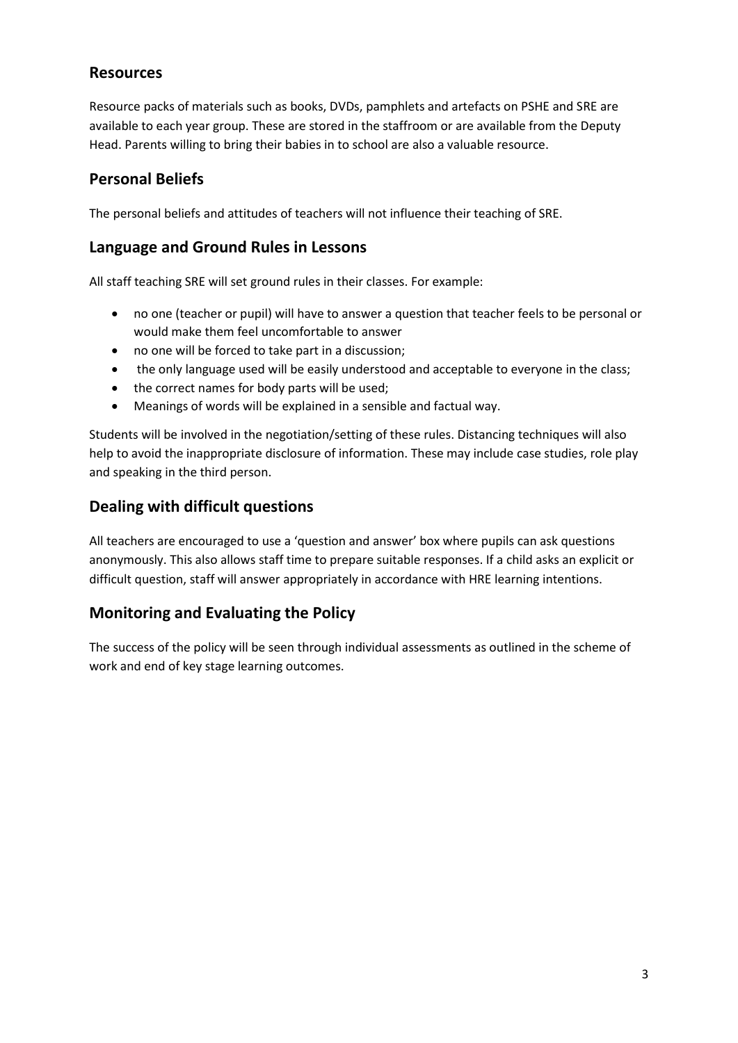## Resources

Resource packs of materials such as books, DVDs, pamphlets and artefacts on PSHE and SRE are available to each year group. These are stored in the staffroom or are available from the Deputy Head. Parents willing to bring their babies in to school are also a valuable resource.

## Personal Beliefs

The personal beliefs and attitudes of teachers will not influence their teaching of SRE.

## Language and Ground Rules in Lessons

All staff teaching SRE will set ground rules in their classes. For example:

- no one (teacher or pupil) will have to answer a question that teacher feels to be personal or would make them feel uncomfortable to answer
- no one will be forced to take part in a discussion;
- the only language used will be easily understood and acceptable to everyone in the class;
- the correct names for body parts will be used;
- Meanings of words will be explained in a sensible and factual way.

Students will be involved in the negotiation/setting of these rules. Distancing techniques will also help to avoid the inappropriate disclosure of information. These may include case studies, role play and speaking in the third person.

## Dealing with difficult questions

All teachers are encouraged to use a 'question and answer' box where pupils can ask questions anonymously. This also allows staff time to prepare suitable responses. If a child asks an explicit or difficult question, staff will answer appropriately in accordance with HRE learning intentions.

## Monitoring and Evaluating the Policy

The success of the policy will be seen through individual assessments as outlined in the scheme of work and end of key stage learning outcomes.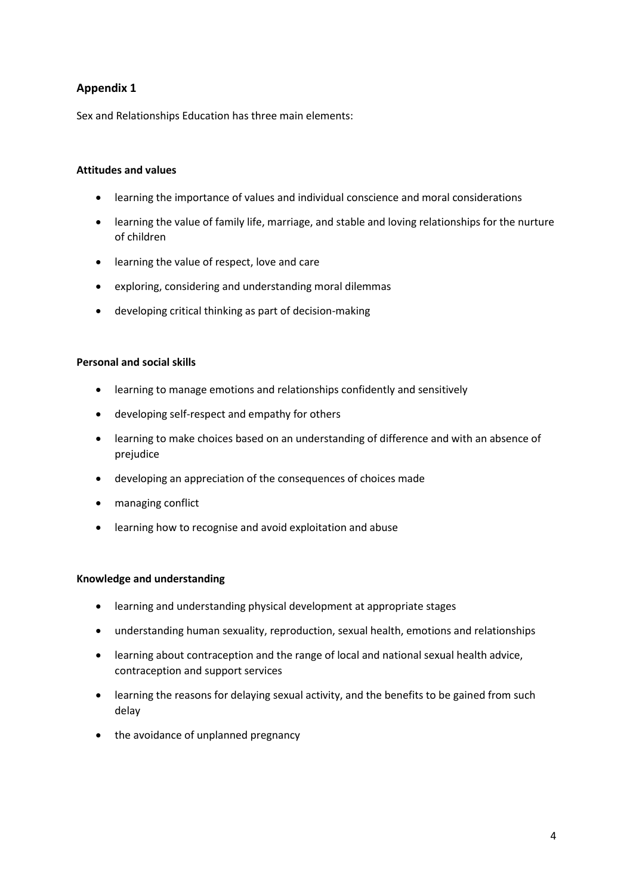## Appendix 1

Sex and Relationships Education has three main elements:

### Attitudes and values

- learning the importance of values and individual conscience and moral considerations
- learning the value of family life, marriage, and stable and loving relationships for the nurture of children
- learning the value of respect, love and care
- exploring, considering and understanding moral dilemmas
- developing critical thinking as part of decision-making

### Personal and social skills

- learning to manage emotions and relationships confidently and sensitively
- developing self-respect and empathy for others
- learning to make choices based on an understanding of difference and with an absence of prejudice
- developing an appreciation of the consequences of choices made
- managing conflict
- learning how to recognise and avoid exploitation and abuse

### Knowledge and understanding

- learning and understanding physical development at appropriate stages
- understanding human sexuality, reproduction, sexual health, emotions and relationships
- learning about contraception and the range of local and national sexual health advice, contraception and support services
- learning the reasons for delaying sexual activity, and the benefits to be gained from such delay
- the avoidance of unplanned pregnancy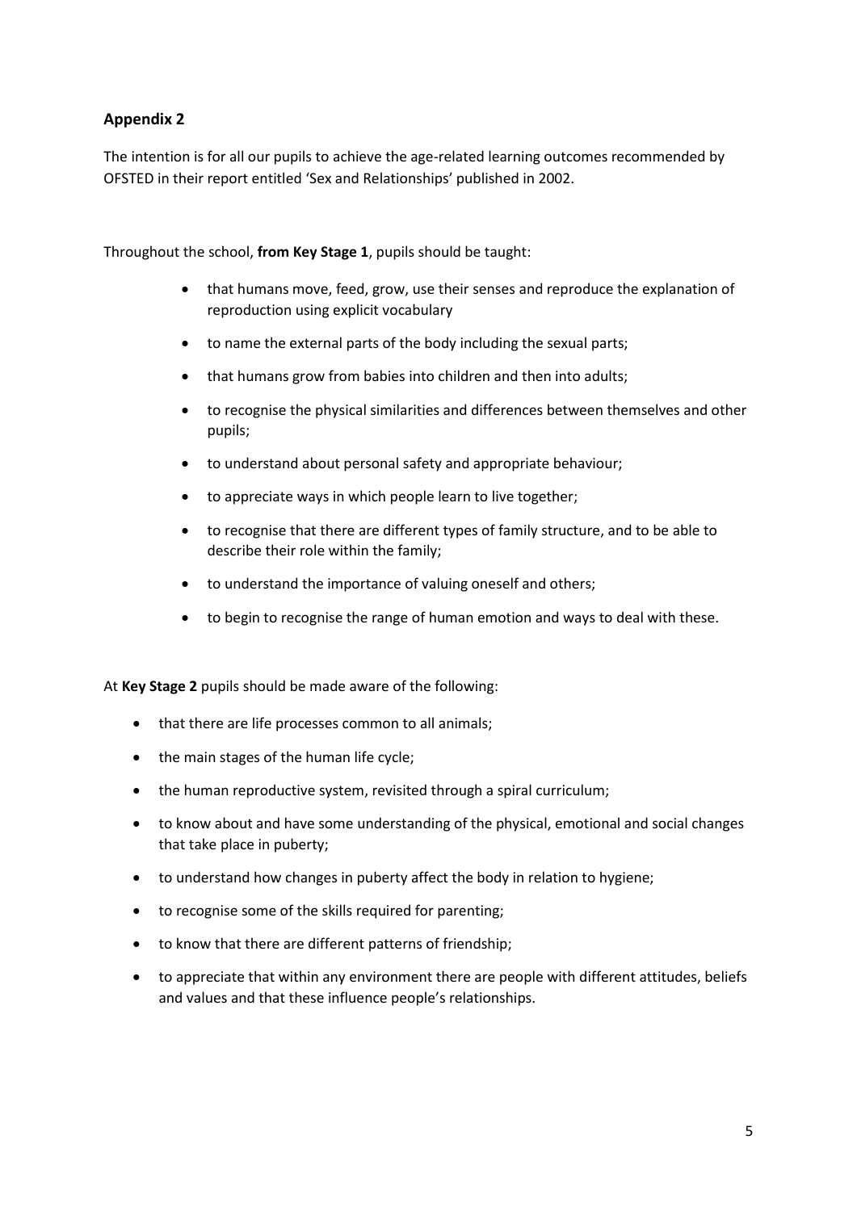## Appendix 2

The intention is for all our pupils to achieve the age-related learning outcomes recommended by OFSTED in their report entitled 'Sex and Relationships' published in 2002.

Throughout the school, **from Key Stage 1**, pupils should be taught:

- that humans move, feed, grow, use their senses and reproduce the explanation of reproduction using explicit vocabulary
- to name the external parts of the body including the sexual parts;
- that humans grow from babies into children and then into adults;
- to recognise the physical similarities and differences between themselves and other pupils;
- to understand about personal safety and appropriate behaviour;
- to appreciate ways in which people learn to live together;
- to recognise that there are different types of family structure, and to be able to describe their role within the family;
- to understand the importance of valuing oneself and others;
- to begin to recognise the range of human emotion and ways to deal with these.

At **Key Stage 2** pupils should be made aware of the following:

- that there are life processes common to all animals;
- the main stages of the human life cycle;
- the human reproductive system, revisited through a spiral curriculum;
- to know about and have some understanding of the physical, emotional and social changes that take place in puberty;
- to understand how changes in puberty affect the body in relation to hygiene;
- to recognise some of the skills required for parenting;
- to know that there are different patterns of friendship;
- to appreciate that within any environment there are people with different attitudes, beliefs and values and that these influence people's relationships.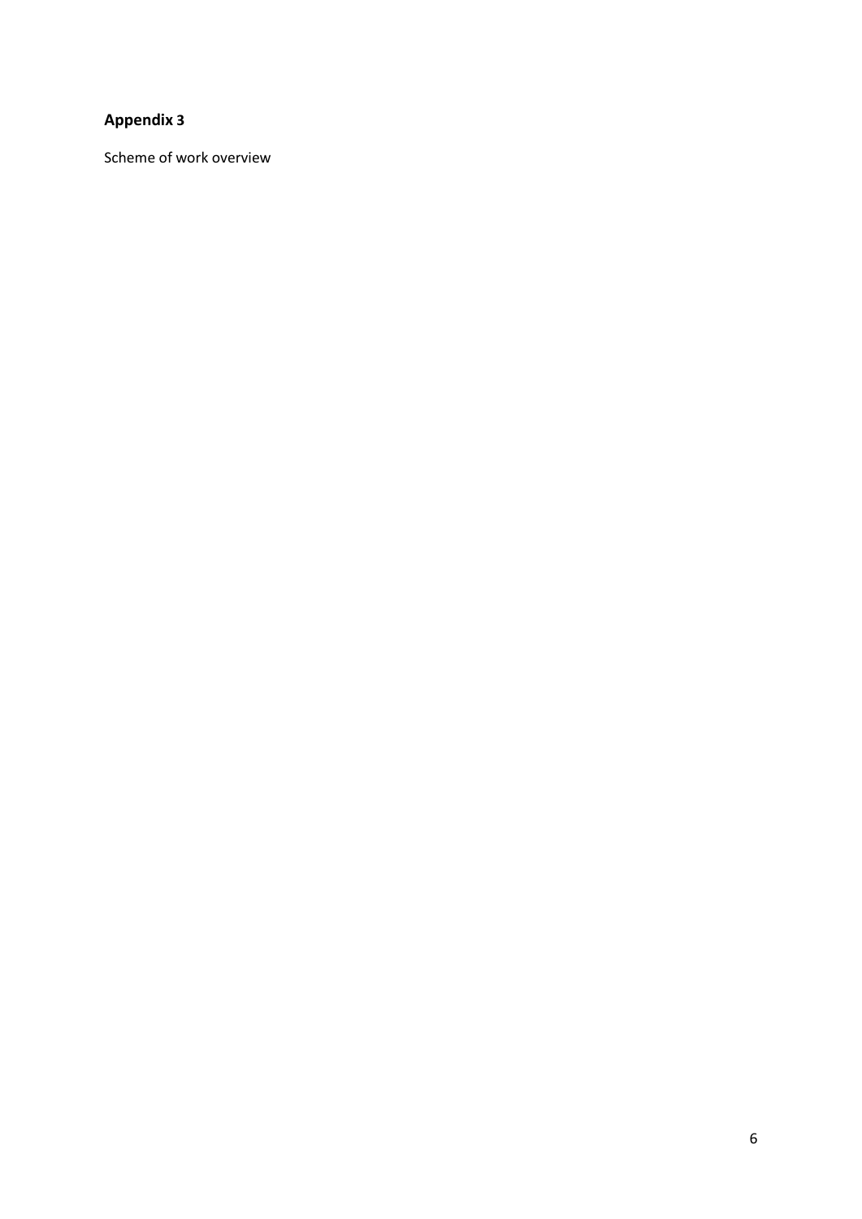## Appendix 3

Scheme of work overview